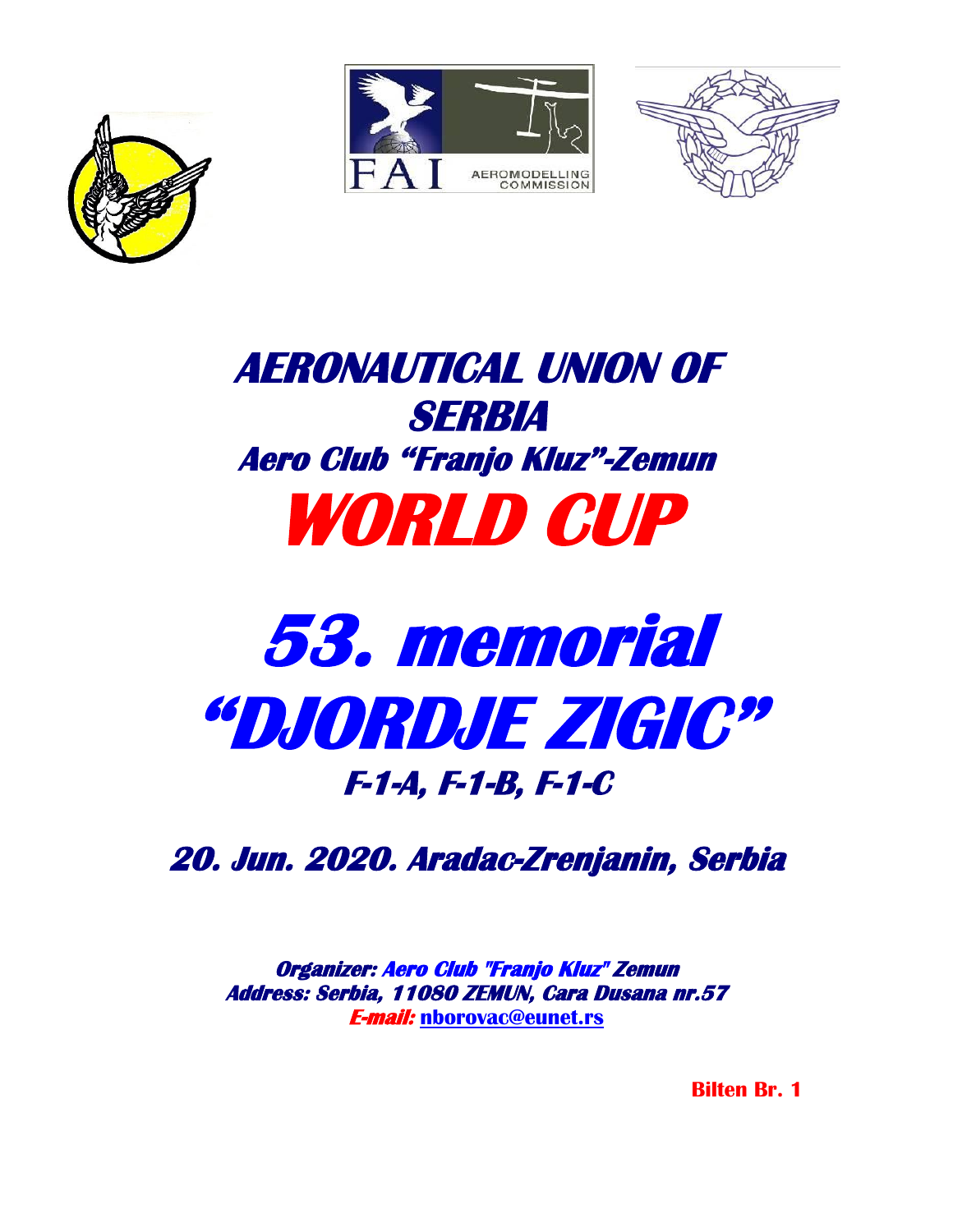FAI AEROMODELLING COMMISSION

# AERONAUTICAL UNION OF SERBIA

## Aero Club "Franjo Kluz"-Zemun

# WORLD CUP

# 53. memorial "DJORDJE ZIGIC"

### F-1-A, F-1-B, F-1-C

### 20. Jun. 2020. Aradac-Zrenjanin, Serbia

**Organizer: Aero Club "Franjo Kluz" Zemun**
**Address: Serbia, 11080 ZEMUN, Cara Dusana nr.57**
**E-mail: nborovac@eunet.rs**

**Bilten Br. 1**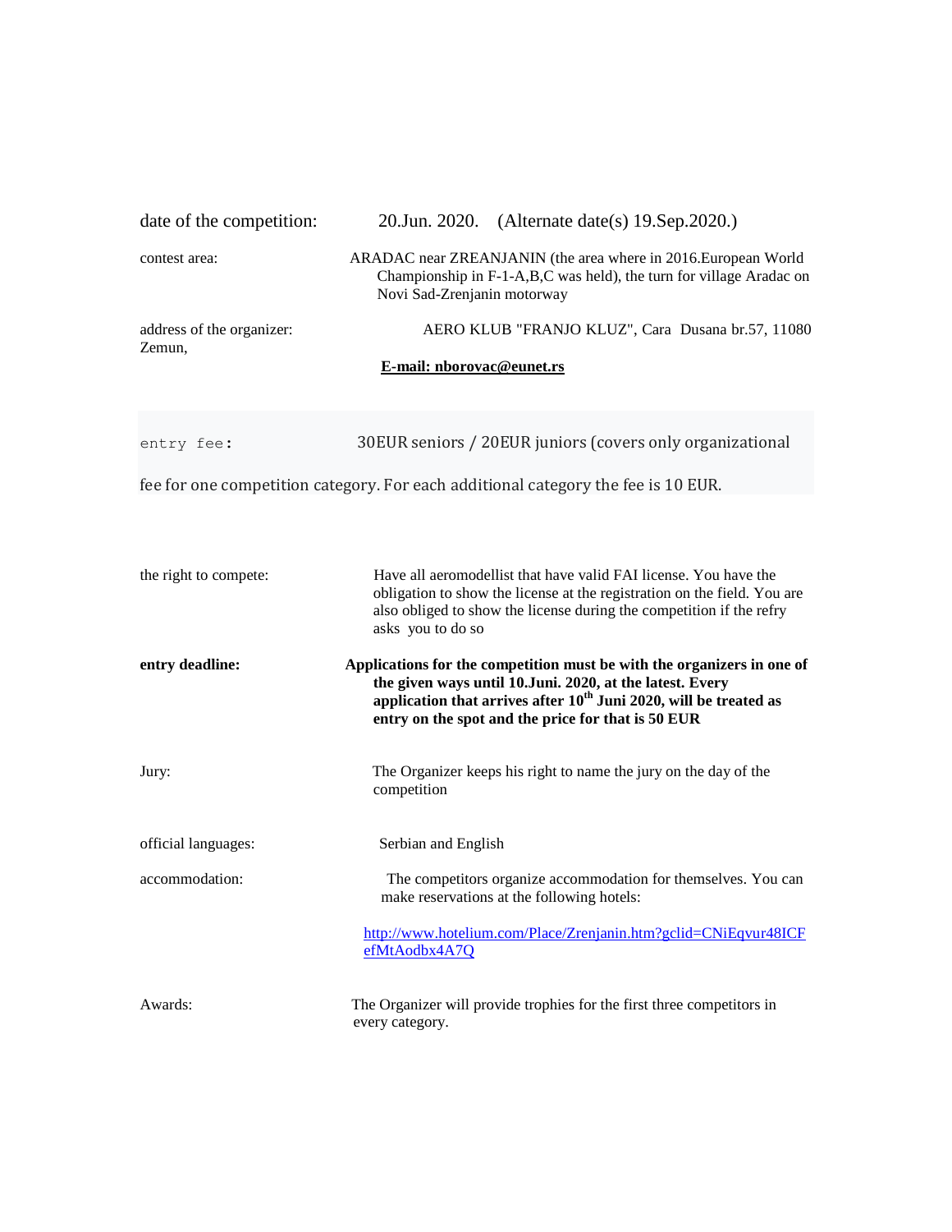date of the competition: 20.Jun. 2020. (Alternate date(s) 19.Sep.2020.)

contest area: ARADAC near ZREANJANIN (the area where in 2016.European World Championship in F-1-A,B,C was held), the turn for village Aradac on Novi Sad-Zrenjanin motorway

address of the organizer: AERO KLUB "FRANJO KLUZ", Cara Dusana br.57, 11080 Zemun,

**E-mail: nborovac@eunet.rs**

entry fee: 30EUR seniors / 20EUR juniors (covers only organizational fee for one competition category. For each additional category the fee is 10 EUR.

the right to compete: Have all aeromodellist that have valid FAI license. You have the obligation to show the license at the registration on the field. You are also obliged to show the license during the competition if the refry asks you to do so

**entry deadline:** **Applications for the competition must be with the organizers in one of the given ways until 10.Juni. 2020, at the latest. Every application that arrives after 10th Juni 2020, will be treated as entry on the spot and the price for that is 50 EUR**

Jury: The Organizer keeps his right to name the jury on the day of the competition

official languages: Serbian and English

accommodation: The competitors organize accommodation for themselves. You can make reservations at the following hotels:

http://www.hotelium.com/Place/Zrenjanin.htm?gclid=CNiEqvur48ICFefMtAodbx4A7Q

Awards: The Organizer will provide trophies for the first three competitors in every category.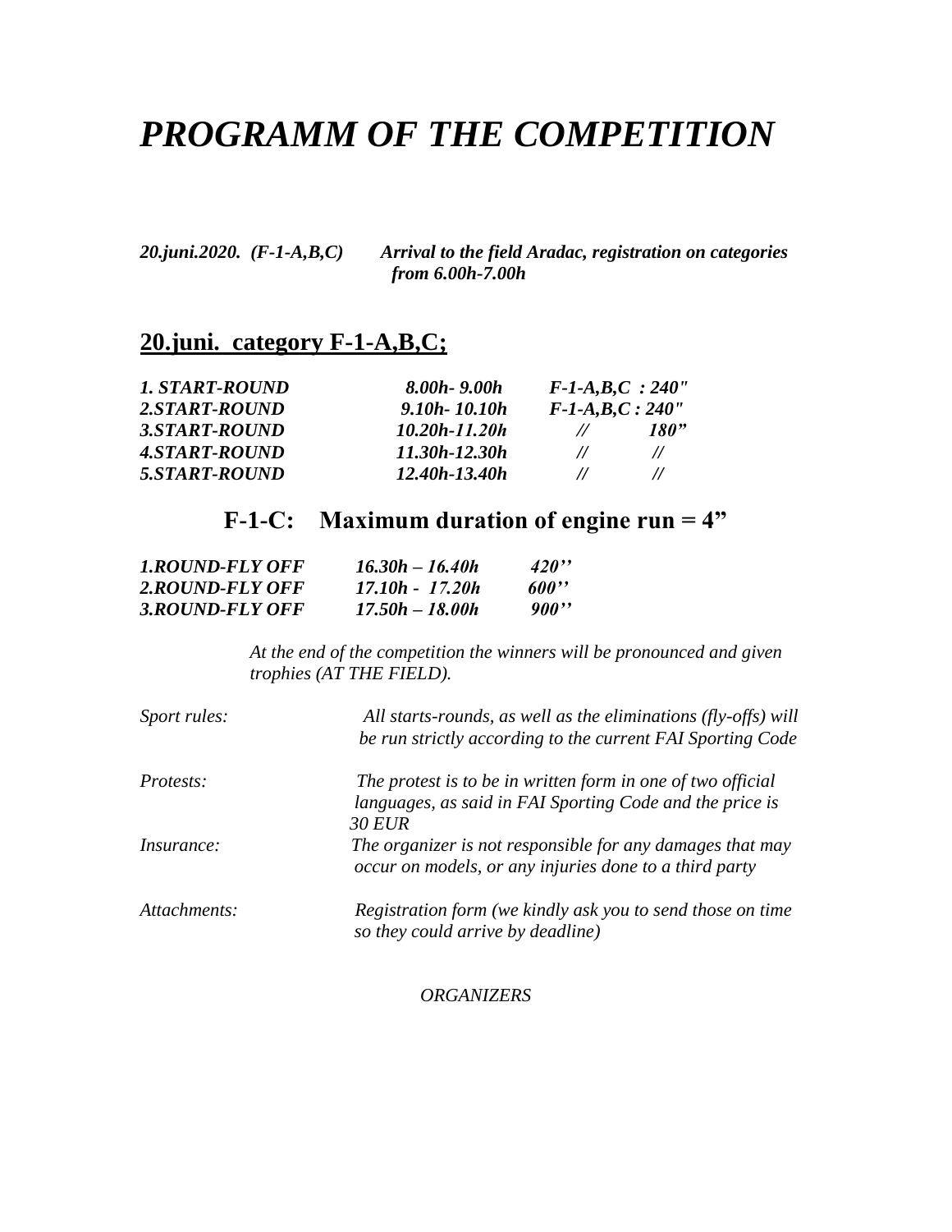# *PROGRAMM OF THE COMPETITION*

***20.juni.2020. (F-1-A,B,C)*** ***Arrival to the field Aradac, registration on categories from 6.00h-7.00h***

## 20.juni. category F-1-A,B,C;

| | | |
|---|---|---|
| ***1. START-ROUND*** | ***8.00h- 9.00h*** | ***F-1-A,B,C : 240"*** |
| ***2.START-ROUND*** | ***9.10h- 10.10h*** | ***F-1-A,B,C : 240"*** |
| ***3.START-ROUND*** | ***10.20h-11.20h*** | ***// 180"*** |
| ***4.START-ROUND*** | ***11.30h-12.30h*** | ***// //*** |
| ***5.START-ROUND*** | ***12.40h-13.40h*** | ***// //*** |

### F-1-C: Maximum duration of engine run = 4"

| | | |
|---|---|---|
| ***1.ROUND-FLY OFF*** | ***16.30h – 16.40h*** | ***420''*** |
| ***2.ROUND-FLY OFF*** | ***17.10h - 17.20h*** | ***600''*** |
| ***3.ROUND-FLY OFF*** | ***17.50h – 18.00h*** | ***900''*** |

*At the end of the competition the winners will be pronounced and given trophies (AT THE FIELD).*

*Sport rules:* *All starts-rounds, as well as the eliminations (fly-offs) will be run strictly according to the current FAI Sporting Code*

*Protests:* *The protest is to be in written form in one of two official languages, as said in FAI Sporting Code and the price is 30 EUR*

*Insurance:* *The organizer is not responsible for any damages that may occur on models, or any injuries done to a third party*

*Attachments:* *Registration form (we kindly ask you to send those on time so they could arrive by deadline)*

*ORGANIZERS*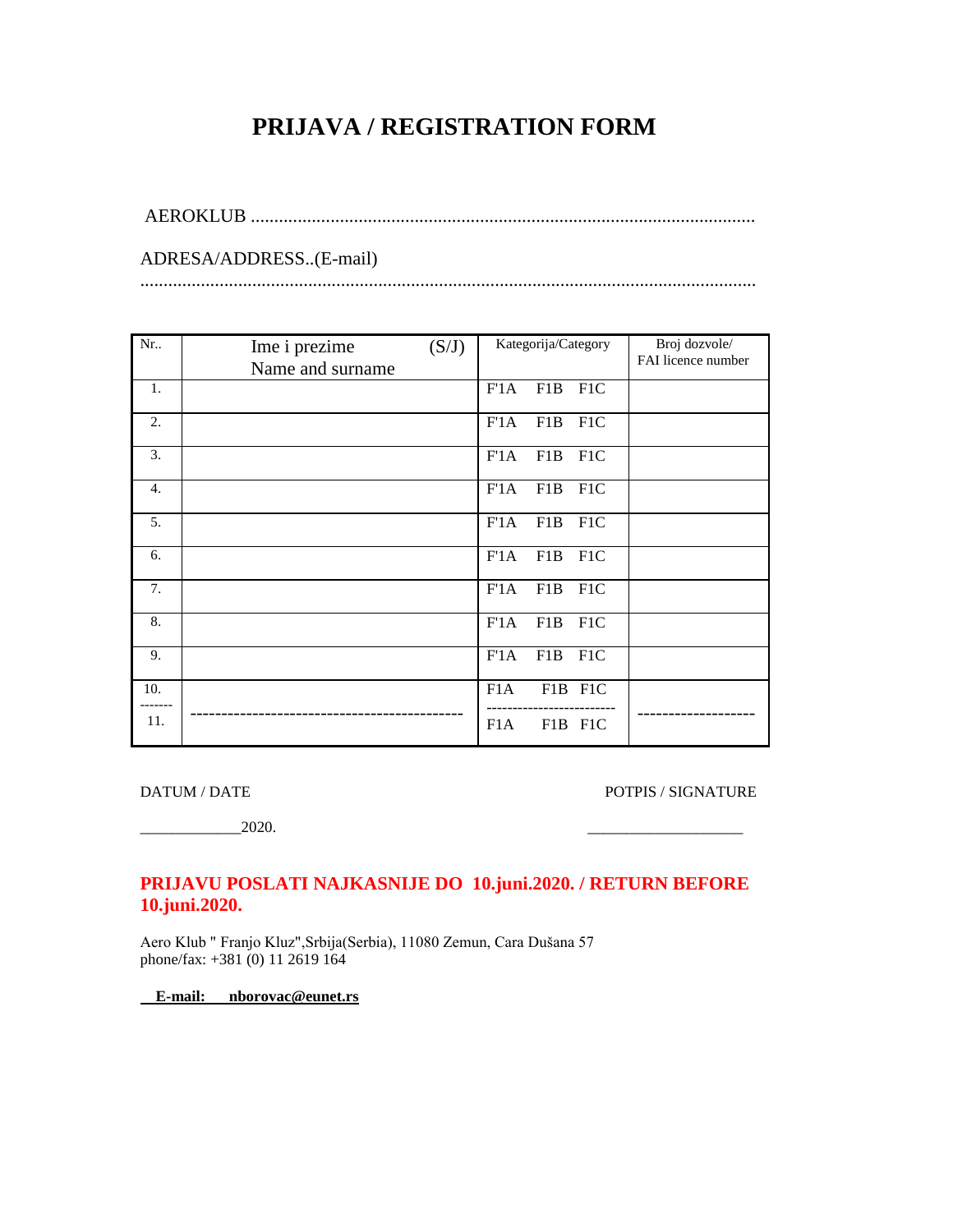# PRIJAVA / REGISTRATION FORM

AEROKLUB ..........................................................................................................

ADRESA/ADDRESS..(E-mail)

.....................................................................................................................................

| Nr.. | Ime i prezime (S/J) Name and surname | Kategorija/Category | Broj dozvole/ FAI licence number |
|---|---|---|---|
| 1. | | F'1A F1B F1C | |
| 2. | | F'1A F1B F1C | |
| 3. | | F'1A F1B F1C | |
| 4. | | F'1A F1B F1C | |
| 5. | | F'1A F1B F1C | |
| 6. | | F'1A F1B F1C | |
| 7. | | F'1A F1B F1C | |
| 8. | | F'1A F1B F1C | |
| 9. | | F'1A F1B F1C | |
| 10. | | F1A F1B F1C | |
| 11. | | F1A F1B F1C | |

DATUM / DATE

_____________2020.

POTPIS / SIGNATURE

____________________

**PRIJAVU POSLATI NAJKASNIJE DO 10.juni.2020. / RETURN BEFORE 10.juni.2020.**

Aero Klub " Franjo Kluz",Srbija(Serbia), 11080 Zemun, Cara Dušana 57
phone/fax: +381 (0) 11 2619 164

**E-mail: nborovac@eunet.rs**